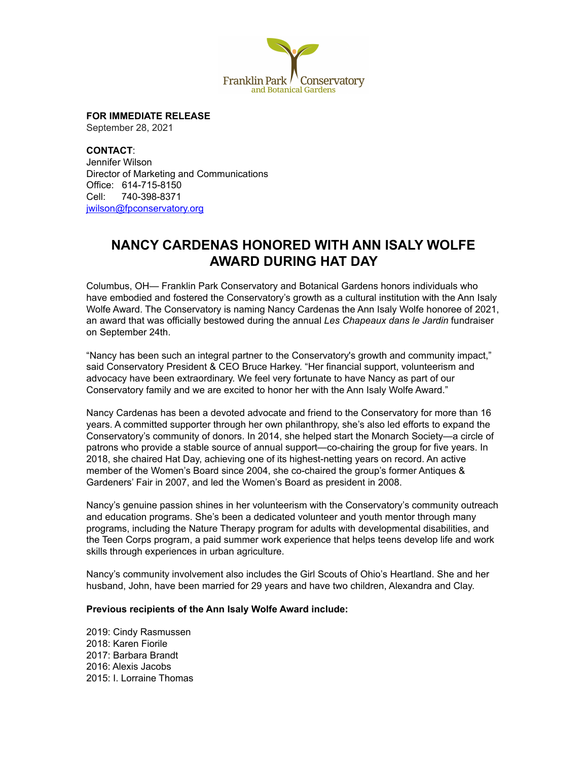Franklin Park Conservatory and Botanical Gardens

**FOR IMMEDIATE RELEASE**
September 28, 2021

**CONTACT**:
Jennifer Wilson
Director of Marketing and Communications
Office: 614-715-8150
Cell: 740-398-8371
jwilson@fpconservatory.org

# NANCY CARDENAS HONORED WITH ANN ISALY WOLFE AWARD DURING HAT DAY

Columbus, OH— Franklin Park Conservatory and Botanical Gardens honors individuals who have embodied and fostered the Conservatory's growth as a cultural institution with the Ann Isaly Wolfe Award. The Conservatory is naming Nancy Cardenas the Ann Isaly Wolfe honoree of 2021, an award that was officially bestowed during the annual *Les Chapeaux dans le Jardin* fundraiser on September 24th.

"Nancy has been such an integral partner to the Conservatory's growth and community impact," said Conservatory President & CEO Bruce Harkey. "Her financial support, volunteerism and advocacy have been extraordinary. We feel very fortunate to have Nancy as part of our Conservatory family and we are excited to honor her with the Ann Isaly Wolfe Award."

Nancy Cardenas has been a devoted advocate and friend to the Conservatory for more than 16 years. A committed supporter through her own philanthropy, she's also led efforts to expand the Conservatory's community of donors. In 2014, she helped start the Monarch Society—a circle of patrons who provide a stable source of annual support—co-chairing the group for five years. In 2018, she chaired Hat Day, achieving one of its highest-netting years on record. An active member of the Women's Board since 2004, she co-chaired the group's former Antiques & Gardeners' Fair in 2007, and led the Women's Board as president in 2008.

Nancy's genuine passion shines in her volunteerism with the Conservatory's community outreach and education programs. She's been a dedicated volunteer and youth mentor through many programs, including the Nature Therapy program for adults with developmental disabilities, and the Teen Corps program, a paid summer work experience that helps teens develop life and work skills through experiences in urban agriculture.

Nancy's community involvement also includes the Girl Scouts of Ohio's Heartland. She and her husband, John, have been married for 29 years and have two children, Alexandra and Clay.

**Previous recipients of the Ann Isaly Wolfe Award include:**

2019: Cindy Rasmussen
2018: Karen Fiorile
2017: Barbara Brandt
2016: Alexis Jacobs
2015: I. Lorraine Thomas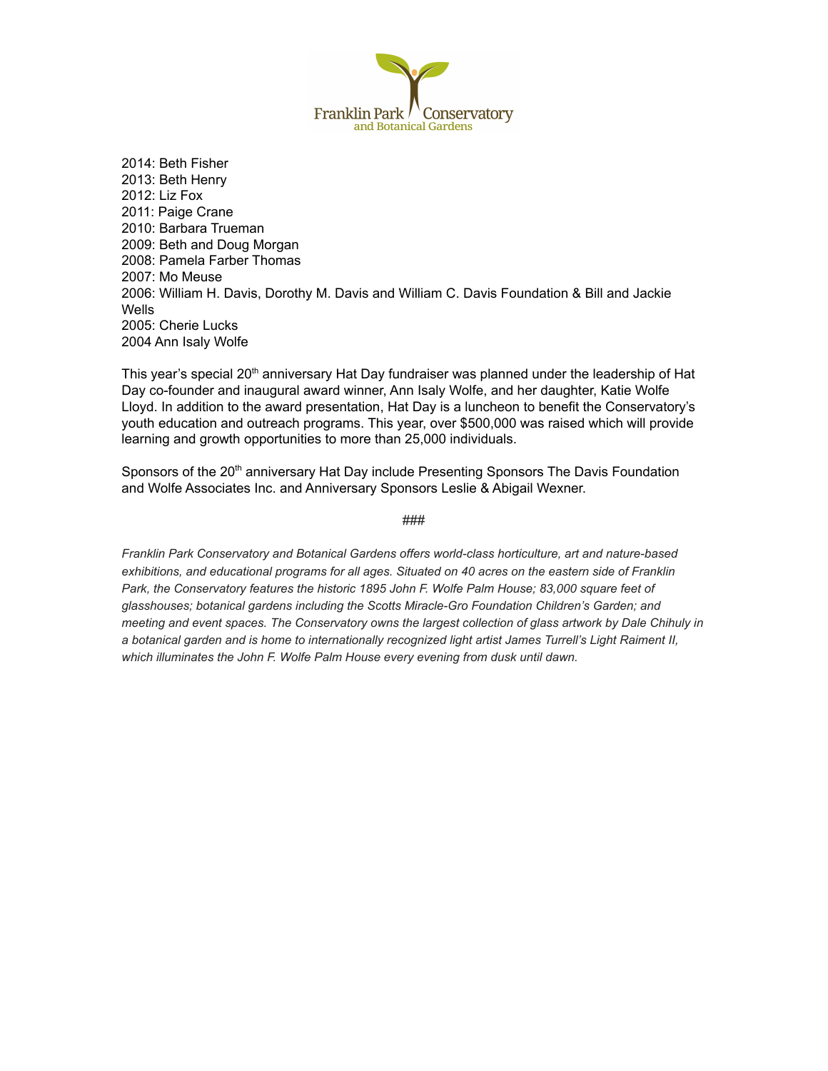2014: Beth Fisher  
2013: Beth Henry  
2012: Liz Fox  
2011: Paige Crane  
2010: Barbara Trueman  
2009: Beth and Doug Morgan  
2008: Pamela Farber Thomas  
2007: Mo Meuse  
2006: William H. Davis, Dorothy M. Davis and William C. Davis Foundation & Bill and Jackie Wells  
2005: Cherie Lucks  
2004 Ann Isaly Wolfe

This year's special 20th anniversary Hat Day fundraiser was planned under the leadership of Hat Day co-founder and inaugural award winner, Ann Isaly Wolfe, and her daughter, Katie Wolfe Lloyd. In addition to the award presentation, Hat Day is a luncheon to benefit the Conservatory's youth education and outreach programs. This year, over $500,000 was raised which will provide learning and growth opportunities to more than 25,000 individuals.

Sponsors of the 20th anniversary Hat Day include Presenting Sponsors The Davis Foundation and Wolfe Associates Inc. and Anniversary Sponsors Leslie & Abigail Wexner.

###

*Franklin Park Conservatory and Botanical Gardens offers world-class horticulture, art and nature-based exhibitions, and educational programs for all ages. Situated on 40 acres on the eastern side of Franklin Park, the Conservatory features the historic 1895 John F. Wolfe Palm House; 83,000 square feet of glasshouses; botanical gardens including the Scotts Miracle-Gro Foundation Children's Garden; and meeting and event spaces. The Conservatory owns the largest collection of glass artwork by Dale Chihuly in a botanical garden and is home to internationally recognized light artist James Turrell's Light Raiment II, which illuminates the John F. Wolfe Palm House every evening from dusk until dawn.*